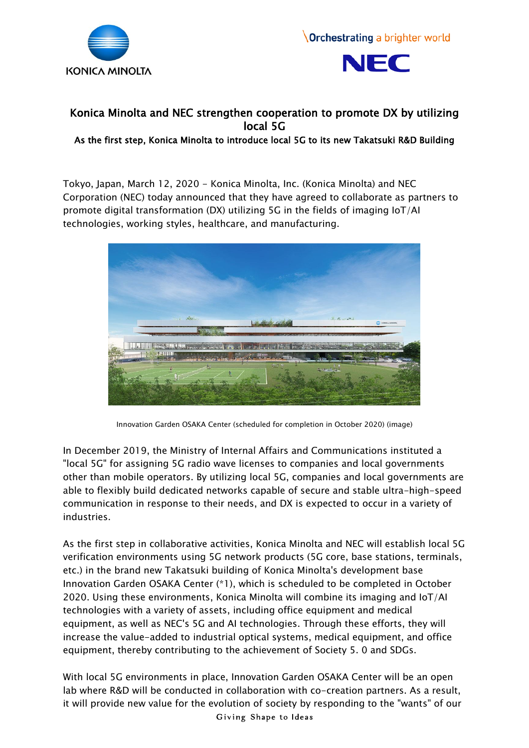# Konica Minolta and NEC strengthen cooperation to promote DX by utilizing local 5G

### As the first step, Konica Minolta to introduce local 5G to its new Takatsuki R&D Building

Tokyo, Japan, March 12, 2020 - Konica Minolta, Inc. (Konica Minolta) and NEC Corporation (NEC) today announced that they have agreed to collaborate as partners to promote digital transformation (DX) utilizing 5G in the fields of imaging IoT/AI technologies, working styles, healthcare, and manufacturing.

Innovation Garden OSAKA Center (scheduled for completion in October 2020) (image)

In December 2019, the Ministry of Internal Affairs and Communications instituted a "local 5G" for assigning 5G radio wave licenses to companies and local governments other than mobile operators. By utilizing local 5G, companies and local governments are able to flexibly build dedicated networks capable of secure and stable ultra-high-speed communication in response to their needs, and DX is expected to occur in a variety of industries.

As the first step in collaborative activities, Konica Minolta and NEC will establish local 5G verification environments using 5G network products (5G core, base stations, terminals, etc.) in the brand new Takatsuki building of Konica Minolta's development base Innovation Garden OSAKA Center (*1), which is scheduled to be completed in October 2020. Using these environments, Konica Minolta will combine its imaging and IoT/AI technologies with a variety of assets, including office equipment and medical equipment, as well as NEC's 5G and AI technologies. Through these efforts, they will increase the value-added to industrial optical systems, medical equipment, and office equipment, thereby contributing to the achievement of Society 5. 0 and SDGs.

With local 5G environments in place, Innovation Garden OSAKA Center will be an open lab where R&D will be conducted in collaboration with co-creation partners. As a result, it will provide new value for the evolution of society by responding to the "wants" of our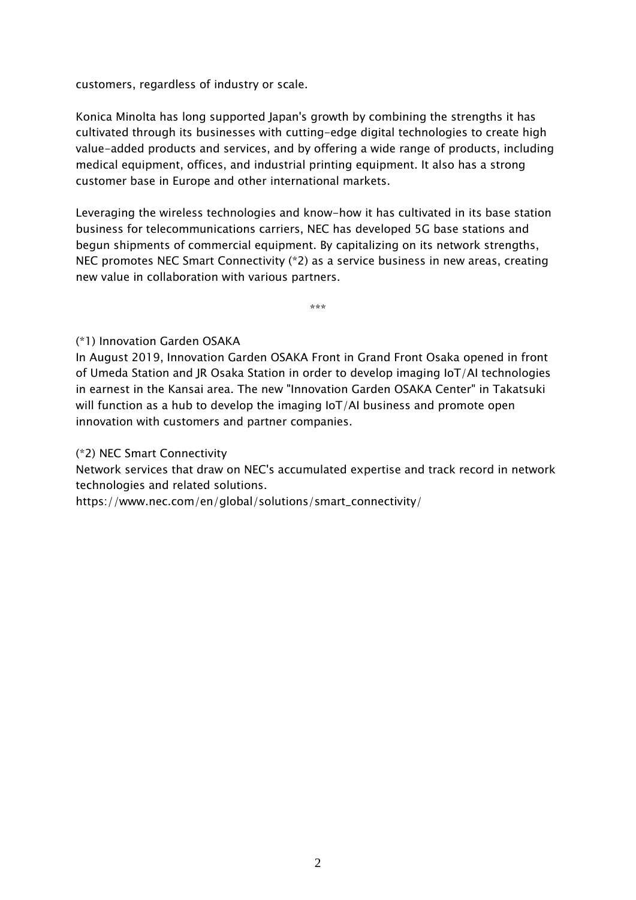customers, regardless of industry or scale.

Konica Minolta has long supported Japan's growth by combining the strengths it has cultivated through its businesses with cutting-edge digital technologies to create high value-added products and services, and by offering a wide range of products, including medical equipment, offices, and industrial printing equipment. It also has a strong customer base in Europe and other international markets.

Leveraging the wireless technologies and know-how it has cultivated in its base station business for telecommunications carriers, NEC has developed 5G base stations and begun shipments of commercial equipment. By capitalizing on its network strengths, NEC promotes NEC Smart Connectivity (*2) as a service business in new areas, creating new value in collaboration with various partners.

***

(*1) Innovation Garden OSAKA

In August 2019, Innovation Garden OSAKA Front in Grand Front Osaka opened in front of Umeda Station and JR Osaka Station in order to develop imaging IoT/AI technologies in earnest in the Kansai area. The new "Innovation Garden OSAKA Center" in Takatsuki will function as a hub to develop the imaging IoT/AI business and promote open innovation with customers and partner companies.

(*2) NEC Smart Connectivity

Network services that draw on NEC's accumulated expertise and track record in network technologies and related solutions.

https://www.nec.com/en/global/solutions/smart_connectivity/